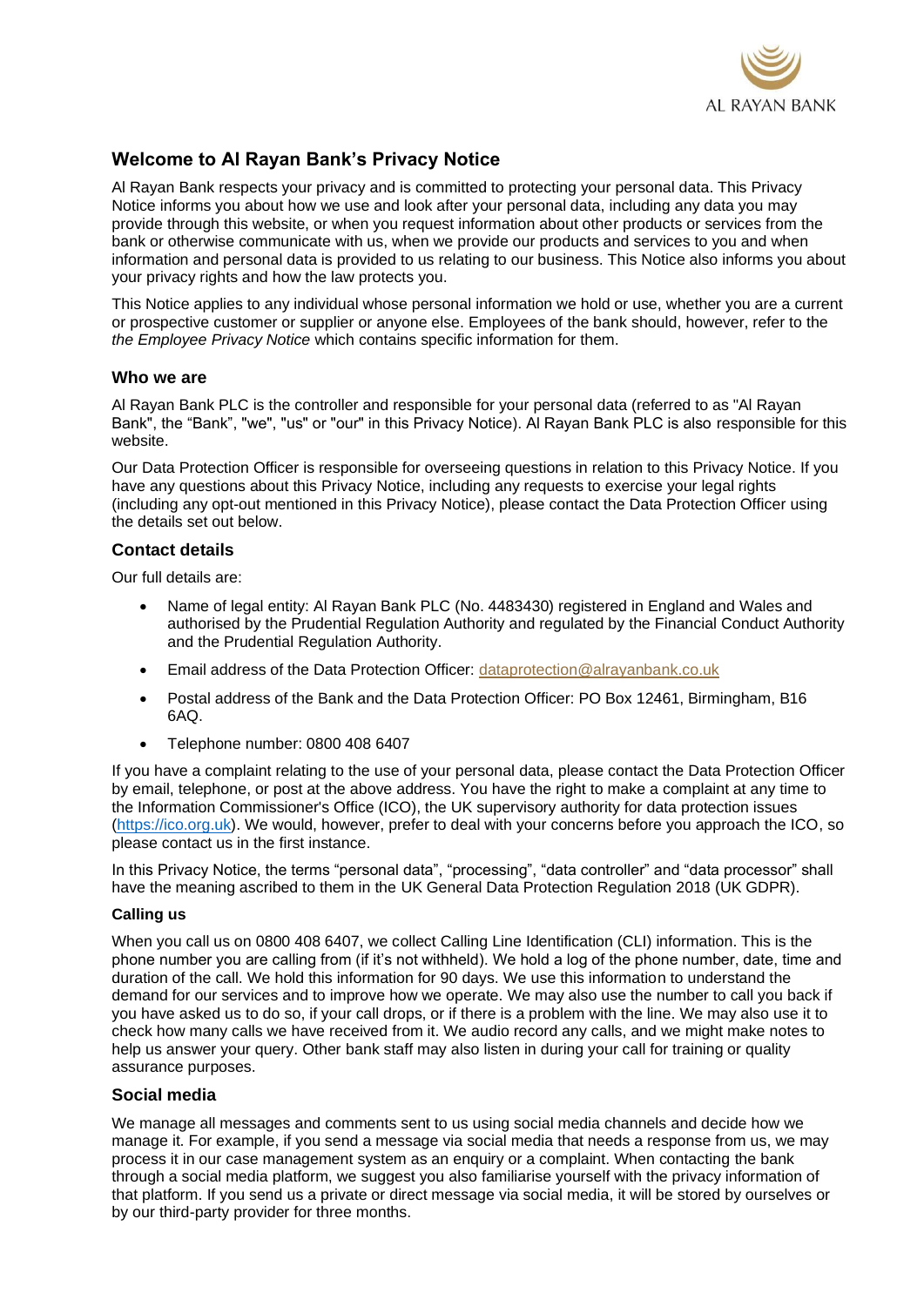# Welcome to Al Rayan Bank's Privacy Notice

Al Rayan Bank respects your privacy and is committed to protecting your personal data. This Privacy Notice informs you about how we use and look after your personal data, including any data you may provide through this website, or when you request information about other products or services from the bank or otherwise communicate with us, when we provide our products and services to you and when information and personal data is provided to us relating to our business. This Notice also informs you about your privacy rights and how the law protects you.

This Notice applies to any individual whose personal information we hold or use, whether you are a current or prospective customer or supplier or anyone else. Employees of the bank should, however, refer to the *the Employee Privacy Notice* which contains specific information for them.

## Who we are

Al Rayan Bank PLC is the controller and responsible for your personal data (referred to as "Al Rayan Bank", the "Bank", "we", "us" or "our" in this Privacy Notice). Al Rayan Bank PLC is also responsible for this website.

Our Data Protection Officer is responsible for overseeing questions in relation to this Privacy Notice. If you have any questions about this Privacy Notice, including any requests to exercise your legal rights (including any opt-out mentioned in this Privacy Notice), please contact the Data Protection Officer using the details set out below.

## Contact details

Our full details are:

- Name of legal entity: Al Rayan Bank PLC (No. 4483430) registered in England and Wales and authorised by the Prudential Regulation Authority and regulated by the Financial Conduct Authority and the Prudential Regulation Authority.
- Email address of the Data Protection Officer: dataprotection@alrayanbank.co.uk
- Postal address of the Bank and the Data Protection Officer: PO Box 12461, Birmingham, B16 6AQ.
- Telephone number: 0800 408 6407

If you have a complaint relating to the use of your personal data, please contact the Data Protection Officer by email, telephone, or post at the above address. You have the right to make a complaint at any time to the Information Commissioner's Office (ICO), the UK supervisory authority for data protection issues (https://ico.org.uk). We would, however, prefer to deal with your concerns before you approach the ICO, so please contact us in the first instance.

In this Privacy Notice, the terms "personal data", "processing", "data controller" and "data processor" shall have the meaning ascribed to them in the UK General Data Protection Regulation 2018 (UK GDPR).

### Calling us

When you call us on 0800 408 6407, we collect Calling Line Identification (CLI) information. This is the phone number you are calling from (if it's not withheld). We hold a log of the phone number, date, time and duration of the call. We hold this information for 90 days. We use this information to understand the demand for our services and to improve how we operate. We may also use the number to call you back if you have asked us to do so, if your call drops, or if there is a problem with the line. We may also use it to check how many calls we have received from it. We audio record any calls, and we might make notes to help us answer your query. Other bank staff may also listen in during your call for training or quality assurance purposes.

## Social media

We manage all messages and comments sent to us using social media channels and decide how we manage it. For example, if you send a message via social media that needs a response from us, we may process it in our case management system as an enquiry or a complaint. When contacting the bank through a social media platform, we suggest you also familiarise yourself with the privacy information of that platform. If you send us a private or direct message via social media, it will be stored by ourselves or by our third-party provider for three months.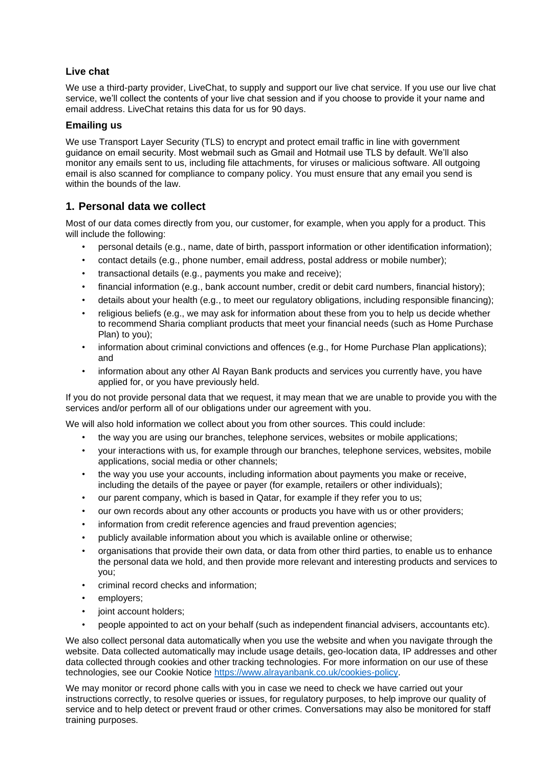### Live chat

We use a third-party provider, LiveChat, to supply and support our live chat service. If you use our live chat service, we'll collect the contents of your live chat session and if you choose to provide it your name and email address. LiveChat retains this data for us for 90 days.

### Emailing us

We use Transport Layer Security (TLS) to encrypt and protect email traffic in line with government guidance on email security. Most webmail such as Gmail and Hotmail use TLS by default. We'll also monitor any emails sent to us, including file attachments, for viruses or malicious software. All outgoing email is also scanned for compliance to company policy. You must ensure that any email you send is within the bounds of the law.

## 1. Personal data we collect

Most of our data comes directly from you, our customer, for example, when you apply for a product. This will include the following:

- personal details (e.g., name, date of birth, passport information or other identification information);
- contact details (e.g., phone number, email address, postal address or mobile number);
- transactional details (e.g., payments you make and receive);
- financial information (e.g., bank account number, credit or debit card numbers, financial history);
- details about your health (e.g., to meet our regulatory obligations, including responsible financing);
- religious beliefs (e.g., we may ask for information about these from you to help us decide whether to recommend Sharia compliant products that meet your financial needs (such as Home Purchase Plan) to you);
- information about criminal convictions and offences (e.g., for Home Purchase Plan applications); and
- information about any other Al Rayan Bank products and services you currently have, you have applied for, or you have previously held.

If you do not provide personal data that we request, it may mean that we are unable to provide you with the services and/or perform all of our obligations under our agreement with you.

We will also hold information we collect about you from other sources. This could include:

- the way you are using our branches, telephone services, websites or mobile applications;
- your interactions with us, for example through our branches, telephone services, websites, mobile applications, social media or other channels;
- the way you use your accounts, including information about payments you make or receive, including the details of the payee or payer (for example, retailers or other individuals);
- our parent company, which is based in Qatar, for example if they refer you to us;
- our own records about any other accounts or products you have with us or other providers;
- information from credit reference agencies and fraud prevention agencies;
- publicly available information about you which is available online or otherwise;
- organisations that provide their own data, or data from other third parties, to enable us to enhance the personal data we hold, and then provide more relevant and interesting products and services to you;
- criminal record checks and information;
- employers;
- joint account holders;
- people appointed to act on your behalf (such as independent financial advisers, accountants etc).

We also collect personal data automatically when you use the website and when you navigate through the website. Data collected automatically may include usage details, geo-location data, IP addresses and other data collected through cookies and other tracking technologies. For more information on our use of these technologies, see our Cookie Notice https://www.alrayanbank.co.uk/cookies-policy.

We may monitor or record phone calls with you in case we need to check we have carried out your instructions correctly, to resolve queries or issues, for regulatory purposes, to help improve our quality of service and to help detect or prevent fraud or other crimes. Conversations may also be monitored for staff training purposes.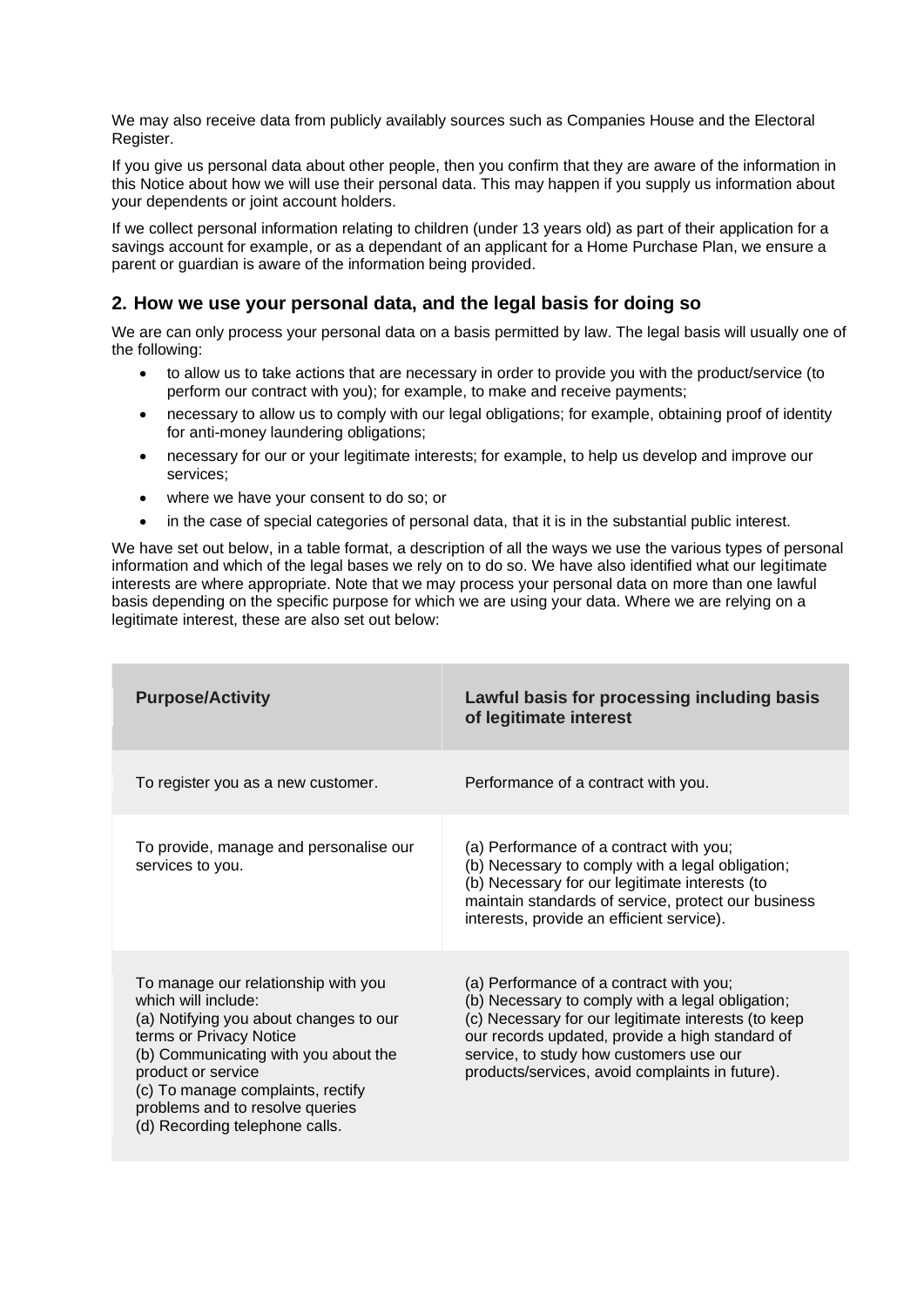We may also receive data from publicly availably sources such as Companies House and the Electoral Register.

If you give us personal data about other people, then you confirm that they are aware of the information in this Notice about how we will use their personal data. This may happen if you supply us information about your dependents or joint account holders.

If we collect personal information relating to children (under 13 years old) as part of their application for a savings account for example, or as a dependant of an applicant for a Home Purchase Plan, we ensure a parent or guardian is aware of the information being provided.

## 2. How we use your personal data, and the legal basis for doing so

We are can only process your personal data on a basis permitted by law. The legal basis will usually one of the following:

- to allow us to take actions that are necessary in order to provide you with the product/service (to perform our contract with you); for example, to make and receive payments;
- necessary to allow us to comply with our legal obligations; for example, obtaining proof of identity for anti-money laundering obligations;
- necessary for our or your legitimate interests; for example, to help us develop and improve our services;
- where we have your consent to do so; or
- in the case of special categories of personal data, that it is in the substantial public interest.

We have set out below, in a table format, a description of all the ways we use the various types of personal information and which of the legal bases we rely on to do so. We have also identified what our legitimate interests are where appropriate. Note that we may process your personal data on more than one lawful basis depending on the specific purpose for which we are using your data. Where we are relying on a legitimate interest, these are also set out below:

| **Purpose/Activity** | **Lawful basis for processing including basis of legitimate interest** |
|---|---|
| To register you as a new customer. | Performance of a contract with you. |
| To provide, manage and personalise our services to you. | (a) Performance of a contract with you;<br>(b) Necessary to comply with a legal obligation;<br>(b) Necessary for our legitimate interests (to maintain standards of service, protect our business interests, provide an efficient service). |
| To manage our relationship with you which will include:<br>(a) Notifying you about changes to our terms or Privacy Notice<br>(b) Communicating with you about the product or service<br>(c) To manage complaints, rectify problems and to resolve queries<br>(d) Recording telephone calls. | (a) Performance of a contract with you;<br>(b) Necessary to comply with a legal obligation;<br>(c) Necessary for our legitimate interests (to keep our records updated, provide a high standard of service, to study how customers use our products/services, avoid complaints in future). |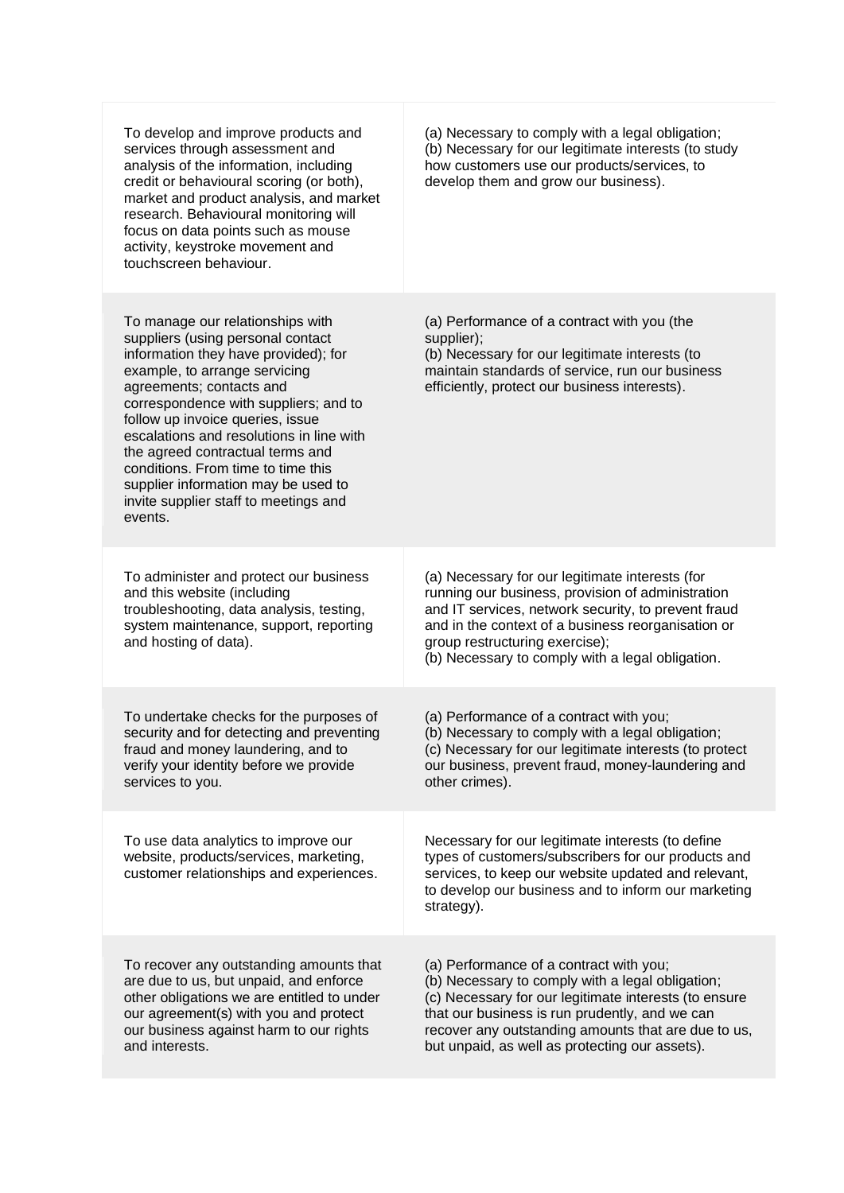| | |
|---|---|
| To develop and improve products and services through assessment and analysis of the information, including credit or behavioural scoring (or both), market and product analysis, and market research. Behavioural monitoring will focus on data points such as mouse activity, keystroke movement and touchscreen behaviour. | (a) Necessary to comply with a legal obligation;<br>(b) Necessary for our legitimate interests (to study how customers use our products/services, to develop them and grow our business). |
| To manage our relationships with suppliers (using personal contact information they have provided); for example, to arrange servicing agreements; contacts and correspondence with suppliers; and to follow up invoice queries, issue escalations and resolutions in line with the agreed contractual terms and conditions. From time to time this supplier information may be used to invite supplier staff to meetings and events. | (a) Performance of a contract with you (the supplier);<br>(b) Necessary for our legitimate interests (to maintain standards of service, run our business efficiently, protect our business interests). |
| To administer and protect our business and this website (including troubleshooting, data analysis, testing, system maintenance, support, reporting and hosting of data). | (a) Necessary for our legitimate interests (for running our business, provision of administration and IT services, network security, to prevent fraud and in the context of a business reorganisation or group restructuring exercise);<br>(b) Necessary to comply with a legal obligation. |
| To undertake checks for the purposes of security and for detecting and preventing fraud and money laundering, and to verify your identity before we provide services to you. | (a) Performance of a contract with you;<br>(b) Necessary to comply with a legal obligation;<br>(c) Necessary for our legitimate interests (to protect our business, prevent fraud, money-laundering and other crimes). |
| To use data analytics to improve our website, products/services, marketing, customer relationships and experiences. | Necessary for our legitimate interests (to define types of customers/subscribers for our products and services, to keep our website updated and relevant, to develop our business and to inform our marketing strategy). |
| To recover any outstanding amounts that are due to us, but unpaid, and enforce other obligations we are entitled to under our agreement(s) with you and protect our business against harm to our rights and interests. | (a) Performance of a contract with you;<br>(b) Necessary to comply with a legal obligation;<br>(c) Necessary for our legitimate interests (to ensure that our business is run prudently, and we can recover any outstanding amounts that are due to us, but unpaid, as well as protecting our assets). |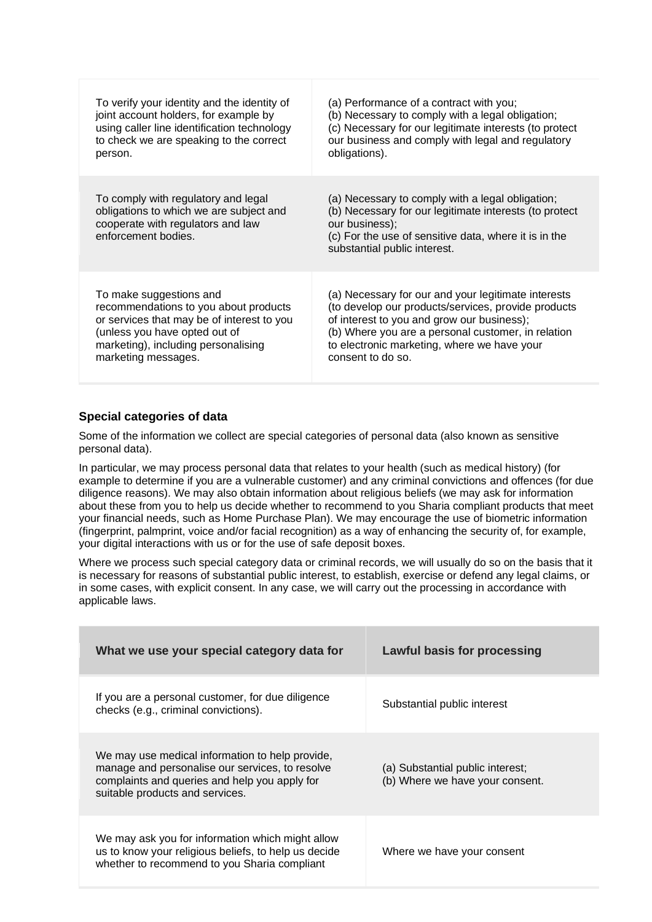| | |
|---|---|
| To verify your identity and the identity of joint account holders, for example by using caller line identification technology to check we are speaking to the correct person. | (a) Performance of a contract with you;<br>(b) Necessary to comply with a legal obligation;<br>(c) Necessary for our legitimate interests (to protect our business and comply with legal and regulatory obligations). |
| To comply with regulatory and legal obligations to which we are subject and cooperate with regulators and law enforcement bodies. | (a) Necessary to comply with a legal obligation;<br>(b) Necessary for our legitimate interests (to protect our business);<br>(c) For the use of sensitive data, where it is in the substantial public interest. |
| To make suggestions and recommendations to you about products or services that may be of interest to you (unless you have opted out of marketing), including personalising marketing messages. | (a) Necessary for our and your legitimate interests (to develop our products/services, provide products of interest to you and grow our business);<br>(b) Where you are a personal customer, in relation to electronic marketing, where we have your consent to do so. |

### Special categories of data

Some of the information we collect are special categories of personal data (also known as sensitive personal data).

In particular, we may process personal data that relates to your health (such as medical history) (for example to determine if you are a vulnerable customer) and any criminal convictions and offences (for due diligence reasons). We may also obtain information about religious beliefs (we may ask for information about these from you to help us decide whether to recommend to you Sharia compliant products that meet your financial needs, such as Home Purchase Plan). We may encourage the use of biometric information (fingerprint, palmprint, voice and/or facial recognition) as a way of enhancing the security of, for example, your digital interactions with us or for the use of safe deposit boxes.

Where we process such special category data or criminal records, we will usually do so on the basis that it is necessary for reasons of substantial public interest, to establish, exercise or defend any legal claims, or in some cases, with explicit consent. In any case, we will carry out the processing in accordance with applicable laws.

| What we use your special category data for | Lawful basis for processing |
|---|---|
| If you are a personal customer, for due diligence checks (e.g., criminal convictions). | Substantial public interest |
| We may use medical information to help provide, manage and personalise our services, to resolve complaints and queries and help you apply for suitable products and services. | (a) Substantial public interest;<br>(b) Where we have your consent. |
| We may ask you for information which might allow us to know your religious beliefs, to help us decide whether to recommend to you Sharia compliant | Where we have your consent |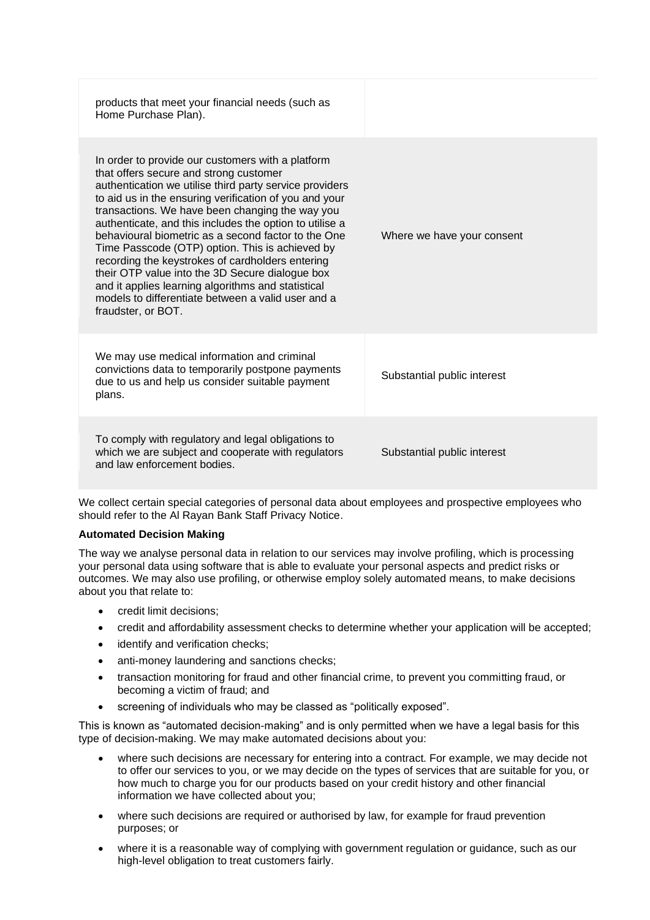| | |
|---|---|
| products that meet your financial needs (such as Home Purchase Plan). | |
| In order to provide our customers with a platform that offers secure and strong customer authentication we utilise third party service providers to aid us in the ensuring verification of you and your transactions. We have been changing the way you authenticate, and this includes the option to utilise a behavioural biometric as a second factor to the One Time Passcode (OTP) option. This is achieved by recording the keystrokes of cardholders entering their OTP value into the 3D Secure dialogue box and it applies learning algorithms and statistical models to differentiate between a valid user and a fraudster, or BOT. | Where we have your consent |
| We may use medical information and criminal convictions data to temporarily postpone payments due to us and help us consider suitable payment plans. | Substantial public interest |
| To comply with regulatory and legal obligations to which we are subject and cooperate with regulators and law enforcement bodies. | Substantial public interest |

We collect certain special categories of personal data about employees and prospective employees who should refer to the Al Rayan Bank Staff Privacy Notice.

**Automated Decision Making**

The way we analyse personal data in relation to our services may involve profiling, which is processing your personal data using software that is able to evaluate your personal aspects and predict risks or outcomes. We may also use profiling, or otherwise employ solely automated means, to make decisions about you that relate to:

- credit limit decisions;
- credit and affordability assessment checks to determine whether your application will be accepted;
- identify and verification checks;
- anti-money laundering and sanctions checks;
- transaction monitoring for fraud and other financial crime, to prevent you committing fraud, or becoming a victim of fraud; and
- screening of individuals who may be classed as "politically exposed".

This is known as "automated decision-making" and is only permitted when we have a legal basis for this type of decision-making. We may make automated decisions about you:

- where such decisions are necessary for entering into a contract. For example, we may decide not to offer our services to you, or we may decide on the types of services that are suitable for you, or how much to charge you for our products based on your credit history and other financial information we have collected about you;
- where such decisions are required or authorised by law, for example for fraud prevention purposes; or
- where it is a reasonable way of complying with government regulation or guidance, such as our high-level obligation to treat customers fairly.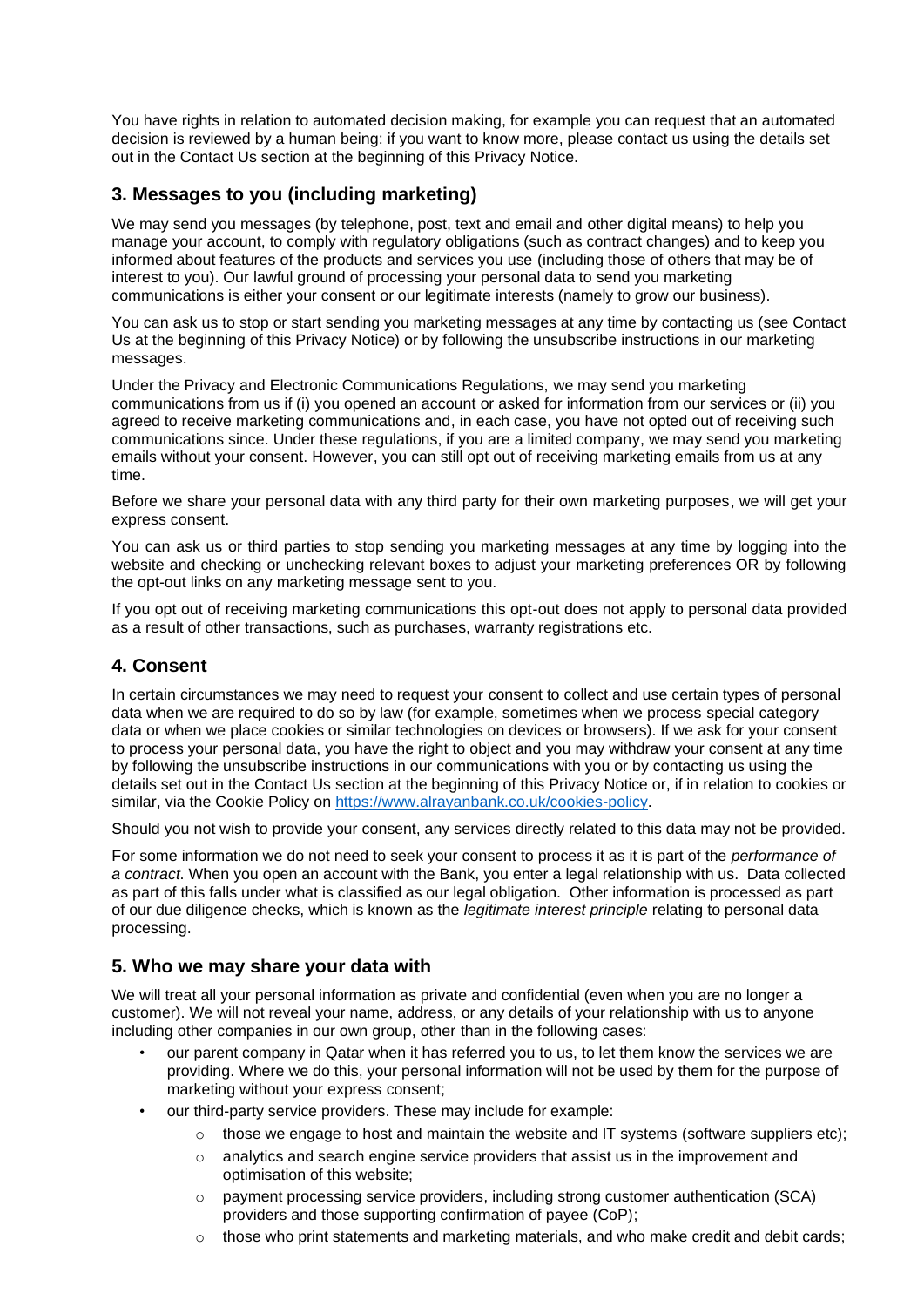You have rights in relation to automated decision making, for example you can request that an automated decision is reviewed by a human being: if you want to know more, please contact us using the details set out in the Contact Us section at the beginning of this Privacy Notice.

## 3. Messages to you (including marketing)

We may send you messages (by telephone, post, text and email and other digital means) to help you manage your account, to comply with regulatory obligations (such as contract changes) and to keep you informed about features of the products and services you use (including those of others that may be of interest to you). Our lawful ground of processing your personal data to send you marketing communications is either your consent or our legitimate interests (namely to grow our business).

You can ask us to stop or start sending you marketing messages at any time by contacting us (see Contact Us at the beginning of this Privacy Notice) or by following the unsubscribe instructions in our marketing messages.

Under the Privacy and Electronic Communications Regulations, we may send you marketing communications from us if (i) you opened an account or asked for information from our services or (ii) you agreed to receive marketing communications and, in each case, you have not opted out of receiving such communications since. Under these regulations, if you are a limited company, we may send you marketing emails without your consent. However, you can still opt out of receiving marketing emails from us at any time.

Before we share your personal data with any third party for their own marketing purposes, we will get your express consent.

You can ask us or third parties to stop sending you marketing messages at any time by logging into the website and checking or unchecking relevant boxes to adjust your marketing preferences OR by following the opt-out links on any marketing message sent to you.

If you opt out of receiving marketing communications this opt-out does not apply to personal data provided as a result of other transactions, such as purchases, warranty registrations etc.

## 4. Consent

In certain circumstances we may need to request your consent to collect and use certain types of personal data when we are required to do so by law (for example, sometimes when we process special category data or when we place cookies or similar technologies on devices or browsers). If we ask for your consent to process your personal data, you have the right to object and you may withdraw your consent at any time by following the unsubscribe instructions in our communications with you or by contacting us using the details set out in the Contact Us section at the beginning of this Privacy Notice or, if in relation to cookies or similar, via the Cookie Policy on [https://www.alrayanbank.co.uk/cookies-policy](https://www.alrayanbank.co.uk/cookies-policy).

Should you not wish to provide your consent, any services directly related to this data may not be provided.

For some information we do not need to seek your consent to process it as it is part of the *performance of a contract*. When you open an account with the Bank, you enter a legal relationship with us. Data collected as part of this falls under what is classified as our legal obligation. Other information is processed as part of our due diligence checks, which is known as the *legitimate interest principle* relating to personal data processing.

## 5. Who we may share your data with

We will treat all your personal information as private and confidential (even when you are no longer a customer). We will not reveal your name, address, or any details of your relationship with us to anyone including other companies in our own group, other than in the following cases:

- our parent company in Qatar when it has referred you to us, to let them know the services we are providing. Where we do this, your personal information will not be used by them for the purpose of marketing without your express consent;
- our third-party service providers. These may include for example:
  - those we engage to host and maintain the website and IT systems (software suppliers etc);
  - analytics and search engine service providers that assist us in the improvement and optimisation of this website;
  - payment processing service providers, including strong customer authentication (SCA) providers and those supporting confirmation of payee (CoP);
  - those who print statements and marketing materials, and who make credit and debit cards;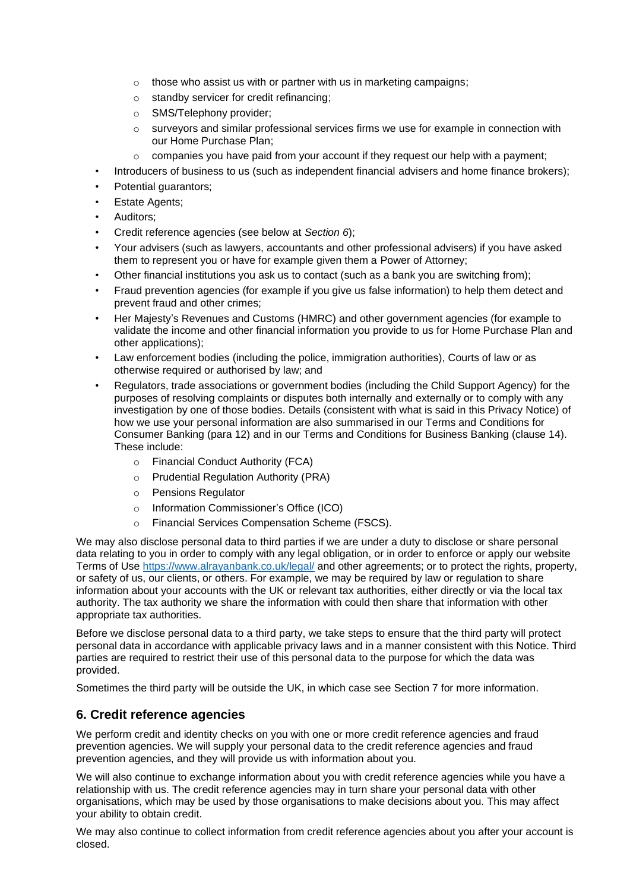- those who assist us with or partner with us in marketing campaigns;
    - standby servicer for credit refinancing;
    - SMS/Telephony provider;
    - surveyors and similar professional services firms we use for example in connection with our Home Purchase Plan;
    - companies you have paid from your account if they request our help with a payment;
- Introducers of business to us (such as independent financial advisers and home finance brokers);
- Potential guarantors;
- Estate Agents;
- Auditors;
- Credit reference agencies (see below at *Section 6*);
- Your advisers (such as lawyers, accountants and other professional advisers) if you have asked them to represent you or have for example given them a Power of Attorney;
- Other financial institutions you ask us to contact (such as a bank you are switching from);
- Fraud prevention agencies (for example if you give us false information) to help them detect and prevent fraud and other crimes;
- Her Majesty's Revenues and Customs (HMRC) and other government agencies (for example to validate the income and other financial information you provide to us for Home Purchase Plan and other applications);
- Law enforcement bodies (including the police, immigration authorities), Courts of law or as otherwise required or authorised by law; and
- Regulators, trade associations or government bodies (including the Child Support Agency) for the purposes of resolving complaints or disputes both internally and externally or to comply with any investigation by one of those bodies. Details (consistent with what is said in this Privacy Notice) of how we use your personal information are also summarised in our Terms and Conditions for Consumer Banking (para 12) and in our Terms and Conditions for Business Banking (clause 14). These include:
    - Financial Conduct Authority (FCA)
    - Prudential Regulation Authority (PRA)
    - Pensions Regulator
    - Information Commissioner's Office (ICO)
    - Financial Services Compensation Scheme (FSCS).

We may also disclose personal data to third parties if we are under a duty to disclose or share personal data relating to you in order to comply with any legal obligation, or in order to enforce or apply our website Terms of Use https://www.alrayanbank.co.uk/legal/ and other agreements; or to protect the rights, property, or safety of us, our clients, or others. For example, we may be required by law or regulation to share information about your accounts with the UK or relevant tax authorities, either directly or via the local tax authority. The tax authority we share the information with could then share that information with other appropriate tax authorities.

Before we disclose personal data to a third party, we take steps to ensure that the third party will protect personal data in accordance with applicable privacy laws and in a manner consistent with this Notice. Third parties are required to restrict their use of this personal data to the purpose for which the data was provided.

Sometimes the third party will be outside the UK, in which case see Section 7 for more information.

## 6. Credit reference agencies

We perform credit and identity checks on you with one or more credit reference agencies and fraud prevention agencies. We will supply your personal data to the credit reference agencies and fraud prevention agencies, and they will provide us with information about you.

We will also continue to exchange information about you with credit reference agencies while you have a relationship with us. The credit reference agencies may in turn share your personal data with other organisations, which may be used by those organisations to make decisions about you. This may affect your ability to obtain credit.

We may also continue to collect information from credit reference agencies about you after your account is closed.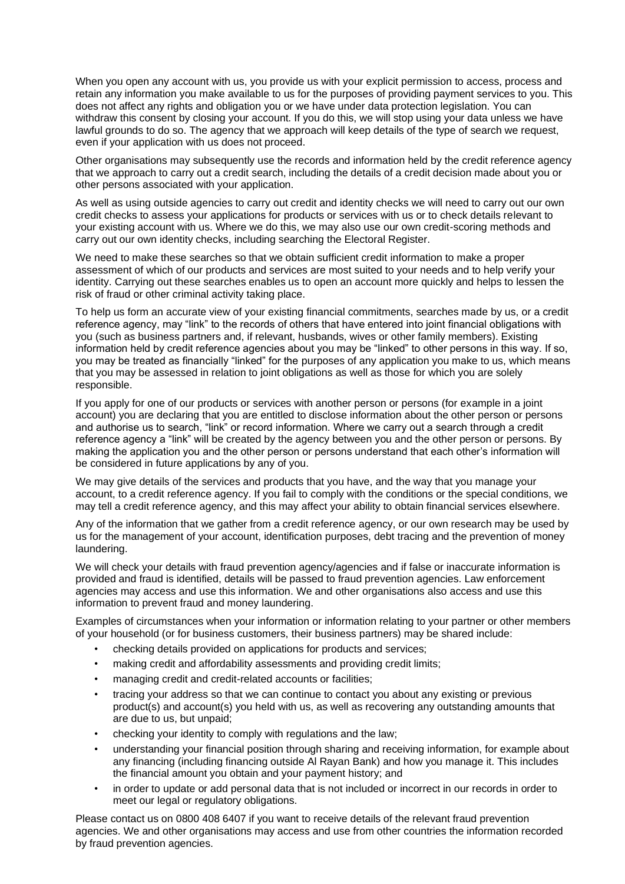When you open any account with us, you provide us with your explicit permission to access, process and retain any information you make available to us for the purposes of providing payment services to you. This does not affect any rights and obligation you or we have under data protection legislation. You can withdraw this consent by closing your account. If you do this, we will stop using your data unless we have lawful grounds to do so. The agency that we approach will keep details of the type of search we request, even if your application with us does not proceed.

Other organisations may subsequently use the records and information held by the credit reference agency that we approach to carry out a credit search, including the details of a credit decision made about you or other persons associated with your application.

As well as using outside agencies to carry out credit and identity checks we will need to carry out our own credit checks to assess your applications for products or services with us or to check details relevant to your existing account with us. Where we do this, we may also use our own credit-scoring methods and carry out our own identity checks, including searching the Electoral Register.

We need to make these searches so that we obtain sufficient credit information to make a proper assessment of which of our products and services are most suited to your needs and to help verify your identity. Carrying out these searches enables us to open an account more quickly and helps to lessen the risk of fraud or other criminal activity taking place.

To help us form an accurate view of your existing financial commitments, searches made by us, or a credit reference agency, may "link" to the records of others that have entered into joint financial obligations with you (such as business partners and, if relevant, husbands, wives or other family members). Existing information held by credit reference agencies about you may be "linked" to other persons in this way. If so, you may be treated as financially "linked" for the purposes of any application you make to us, which means that you may be assessed in relation to joint obligations as well as those for which you are solely responsible.

If you apply for one of our products or services with another person or persons (for example in a joint account) you are declaring that you are entitled to disclose information about the other person or persons and authorise us to search, "link" or record information. Where we carry out a search through a credit reference agency a "link" will be created by the agency between you and the other person or persons. By making the application you and the other person or persons understand that each other's information will be considered in future applications by any of you.

We may give details of the services and products that you have, and the way that you manage your account, to a credit reference agency. If you fail to comply with the conditions or the special conditions, we may tell a credit reference agency, and this may affect your ability to obtain financial services elsewhere.

Any of the information that we gather from a credit reference agency, or our own research may be used by us for the management of your account, identification purposes, debt tracing and the prevention of money laundering.

We will check your details with fraud prevention agency/agencies and if false or inaccurate information is provided and fraud is identified, details will be passed to fraud prevention agencies. Law enforcement agencies may access and use this information. We and other organisations also access and use this information to prevent fraud and money laundering.

Examples of circumstances when your information or information relating to your partner or other members of your household (or for business customers, their business partners) may be shared include:

- checking details provided on applications for products and services;
- making credit and affordability assessments and providing credit limits;
- managing credit and credit-related accounts or facilities;
- tracing your address so that we can continue to contact you about any existing or previous product(s) and account(s) you held with us, as well as recovering any outstanding amounts that are due to us, but unpaid;
- checking your identity to comply with regulations and the law;
- understanding your financial position through sharing and receiving information, for example about any financing (including financing outside Al Rayan Bank) and how you manage it. This includes the financial amount you obtain and your payment history; and
- in order to update or add personal data that is not included or incorrect in our records in order to meet our legal or regulatory obligations.

Please contact us on 0800 408 6407 if you want to receive details of the relevant fraud prevention agencies. We and other organisations may access and use from other countries the information recorded by fraud prevention agencies.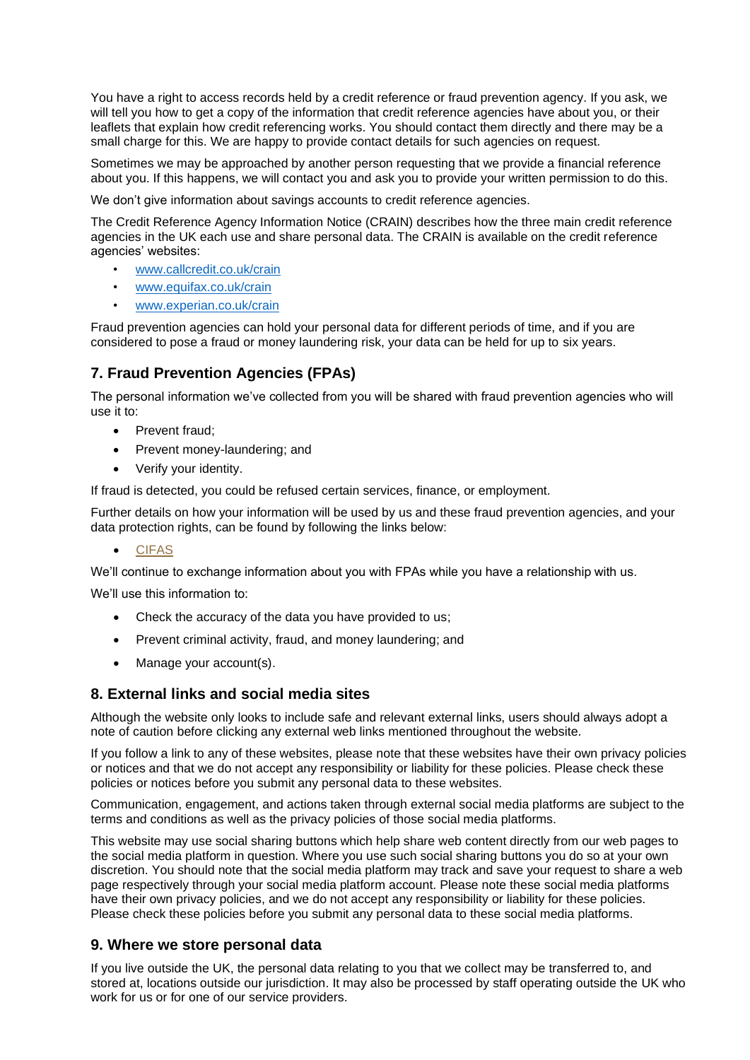You have a right to access records held by a credit reference or fraud prevention agency. If you ask, we will tell you how to get a copy of the information that credit reference agencies have about you, or their leaflets that explain how credit referencing works. You should contact them directly and there may be a small charge for this. We are happy to provide contact details for such agencies on request.

Sometimes we may be approached by another person requesting that we provide a financial reference about you. If this happens, we will contact you and ask you to provide your written permission to do this.

We don't give information about savings accounts to credit reference agencies.

The Credit Reference Agency Information Notice (CRAIN) describes how the three main credit reference agencies in the UK each use and share personal data. The CRAIN is available on the credit reference agencies' websites:

- www.callcredit.co.uk/crain
- www.equifax.co.uk/crain
- www.experian.co.uk/crain

Fraud prevention agencies can hold your personal data for different periods of time, and if you are considered to pose a fraud or money laundering risk, your data can be held for up to six years.

## 7. Fraud Prevention Agencies (FPAs)

The personal information we've collected from you will be shared with fraud prevention agencies who will use it to:

- Prevent fraud;
- Prevent money-laundering; and
- Verify your identity.

If fraud is detected, you could be refused certain services, finance, or employment.

Further details on how your information will be used by us and these fraud prevention agencies, and your data protection rights, can be found by following the links below:

- CIFAS

We'll continue to exchange information about you with FPAs while you have a relationship with us.

We'll use this information to:

- Check the accuracy of the data you have provided to us;
- Prevent criminal activity, fraud, and money laundering; and
- Manage your account(s).

## 8. External links and social media sites

Although the website only looks to include safe and relevant external links, users should always adopt a note of caution before clicking any external web links mentioned throughout the website.

If you follow a link to any of these websites, please note that these websites have their own privacy policies or notices and that we do not accept any responsibility or liability for these policies. Please check these policies or notices before you submit any personal data to these websites.

Communication, engagement, and actions taken through external social media platforms are subject to the terms and conditions as well as the privacy policies of those social media platforms.

This website may use social sharing buttons which help share web content directly from our web pages to the social media platform in question. Where you use such social sharing buttons you do so at your own discretion. You should note that the social media platform may track and save your request to share a web page respectively through your social media platform account. Please note these social media platforms have their own privacy policies, and we do not accept any responsibility or liability for these policies. Please check these policies before you submit any personal data to these social media platforms.

## 9. Where we store personal data

If you live outside the UK, the personal data relating to you that we collect may be transferred to, and stored at, locations outside our jurisdiction. It may also be processed by staff operating outside the UK who work for us or for one of our service providers.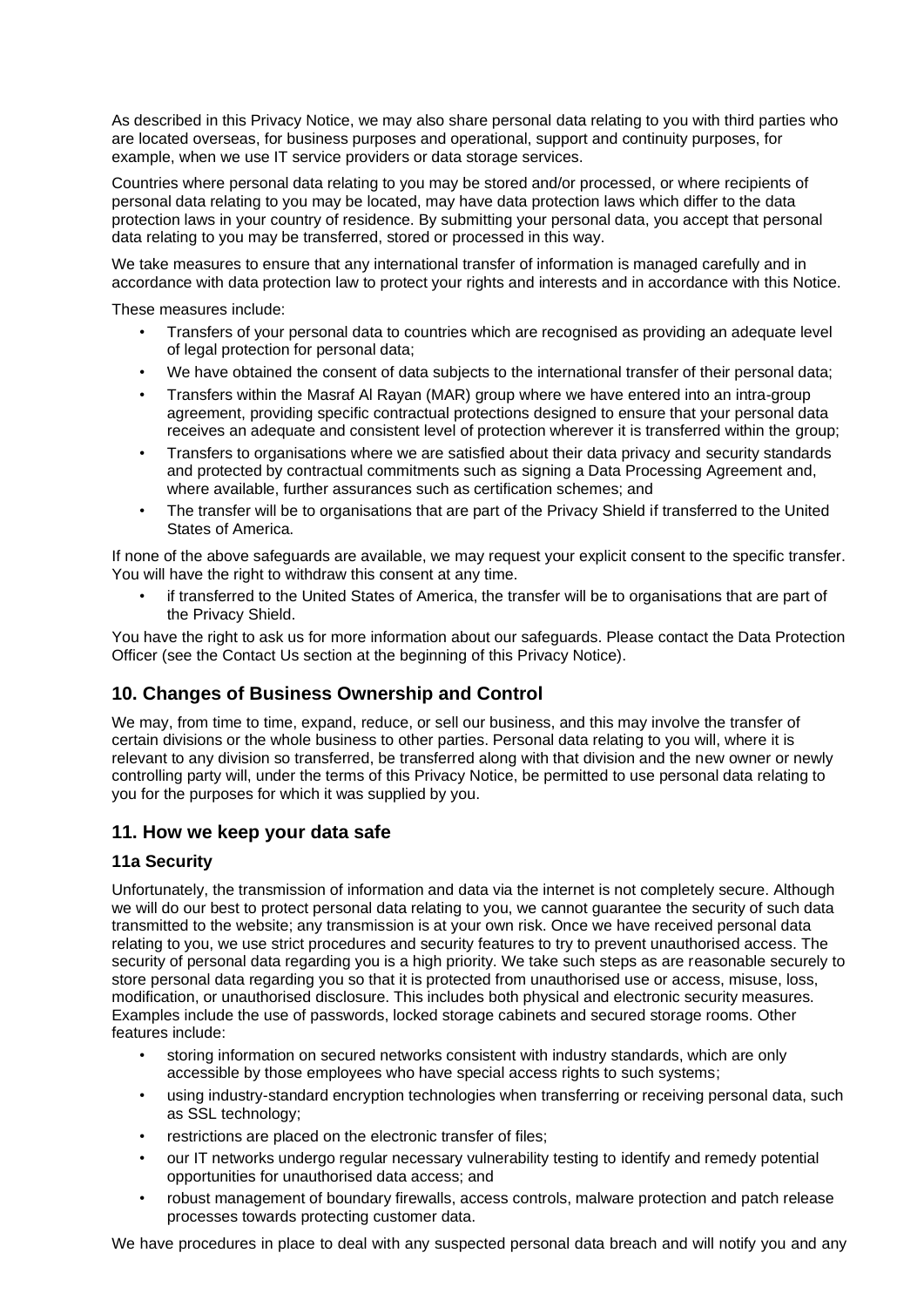As described in this Privacy Notice, we may also share personal data relating to you with third parties who are located overseas, for business purposes and operational, support and continuity purposes, for example, when we use IT service providers or data storage services.

Countries where personal data relating to you may be stored and/or processed, or where recipients of personal data relating to you may be located, may have data protection laws which differ to the data protection laws in your country of residence. By submitting your personal data, you accept that personal data relating to you may be transferred, stored or processed in this way.

We take measures to ensure that any international transfer of information is managed carefully and in accordance with data protection law to protect your rights and interests and in accordance with this Notice.

These measures include:

- Transfers of your personal data to countries which are recognised as providing an adequate level of legal protection for personal data;
- We have obtained the consent of data subjects to the international transfer of their personal data;
- Transfers within the Masraf Al Rayan (MAR) group where we have entered into an intra-group agreement, providing specific contractual protections designed to ensure that your personal data receives an adequate and consistent level of protection wherever it is transferred within the group;
- Transfers to organisations where we are satisfied about their data privacy and security standards and protected by contractual commitments such as signing a Data Processing Agreement and, where available, further assurances such as certification schemes; and
- The transfer will be to organisations that are part of the Privacy Shield if transferred to the United States of America.

If none of the above safeguards are available, we may request your explicit consent to the specific transfer. You will have the right to withdraw this consent at any time.

- if transferred to the United States of America, the transfer will be to organisations that are part of the Privacy Shield.

You have the right to ask us for more information about our safeguards. Please contact the Data Protection Officer (see the Contact Us section at the beginning of this Privacy Notice).

## 10. Changes of Business Ownership and Control

We may, from time to time, expand, reduce, or sell our business, and this may involve the transfer of certain divisions or the whole business to other parties. Personal data relating to you will, where it is relevant to any division so transferred, be transferred along with that division and the new owner or newly controlling party will, under the terms of this Privacy Notice, be permitted to use personal data relating to you for the purposes for which it was supplied by you.

## 11. How we keep your data safe

### 11a Security

Unfortunately, the transmission of information and data via the internet is not completely secure. Although we will do our best to protect personal data relating to you, we cannot guarantee the security of such data transmitted to the website; any transmission is at your own risk. Once we have received personal data relating to you, we use strict procedures and security features to try to prevent unauthorised access. The security of personal data regarding you is a high priority. We take such steps as are reasonable securely to store personal data regarding you so that it is protected from unauthorised use or access, misuse, loss, modification, or unauthorised disclosure. This includes both physical and electronic security measures. Examples include the use of passwords, locked storage cabinets and secured storage rooms. Other features include:

- storing information on secured networks consistent with industry standards, which are only accessible by those employees who have special access rights to such systems;
- using industry-standard encryption technologies when transferring or receiving personal data, such as SSL technology;
- restrictions are placed on the electronic transfer of files;
- our IT networks undergo regular necessary vulnerability testing to identify and remedy potential opportunities for unauthorised data access; and
- robust management of boundary firewalls, access controls, malware protection and patch release processes towards protecting customer data.

We have procedures in place to deal with any suspected personal data breach and will notify you and any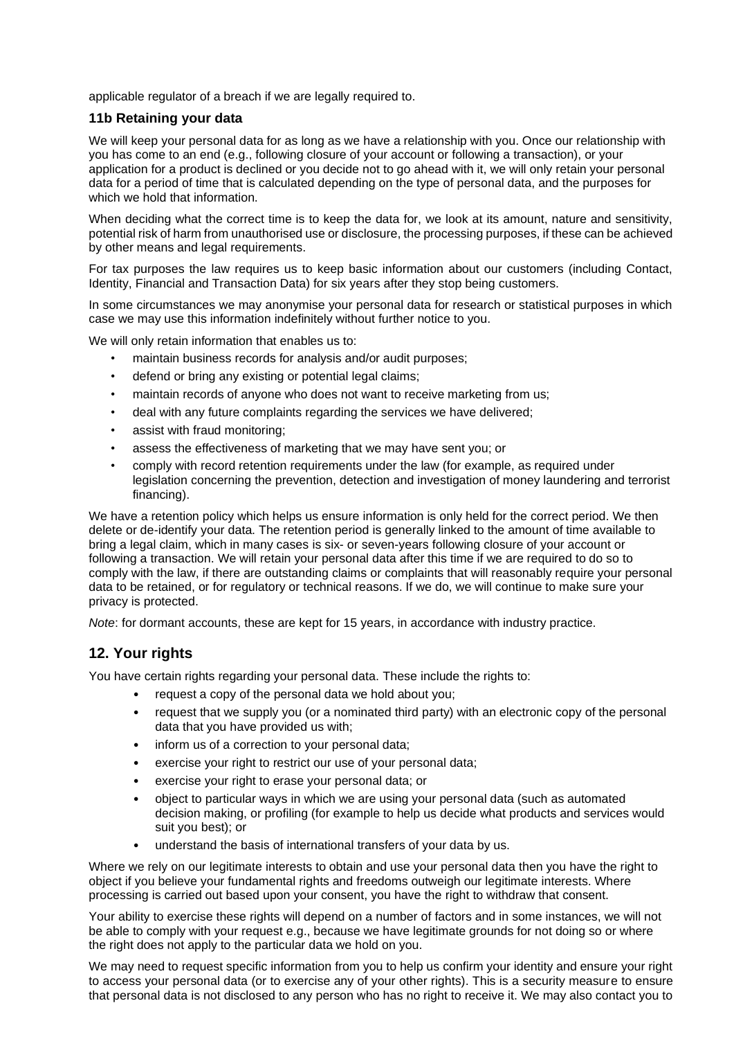applicable regulator of a breach if we are legally required to.

### 11b Retaining your data

We will keep your personal data for as long as we have a relationship with you. Once our relationship with you has come to an end (e.g., following closure of your account or following a transaction), or your application for a product is declined or you decide not to go ahead with it, we will only retain your personal data for a period of time that is calculated depending on the type of personal data, and the purposes for which we hold that information.

When deciding what the correct time is to keep the data for, we look at its amount, nature and sensitivity, potential risk of harm from unauthorised use or disclosure, the processing purposes, if these can be achieved by other means and legal requirements.

For tax purposes the law requires us to keep basic information about our customers (including Contact, Identity, Financial and Transaction Data) for six years after they stop being customers.

In some circumstances we may anonymise your personal data for research or statistical purposes in which case we may use this information indefinitely without further notice to you.

We will only retain information that enables us to:

- maintain business records for analysis and/or audit purposes;
- defend or bring any existing or potential legal claims;
- maintain records of anyone who does not want to receive marketing from us;
- deal with any future complaints regarding the services we have delivered;
- assist with fraud monitoring;
- assess the effectiveness of marketing that we may have sent you; or
- comply with record retention requirements under the law (for example, as required under legislation concerning the prevention, detection and investigation of money laundering and terrorist financing).

We have a retention policy which helps us ensure information is only held for the correct period. We then delete or de-identify your data. The retention period is generally linked to the amount of time available to bring a legal claim, which in many cases is six- or seven-years following closure of your account or following a transaction. We will retain your personal data after this time if we are required to do so to comply with the law, if there are outstanding claims or complaints that will reasonably require your personal data to be retained, or for regulatory or technical reasons. If we do, we will continue to make sure your privacy is protected.

*Note*: for dormant accounts, these are kept for 15 years, in accordance with industry practice.

## 12. Your rights

You have certain rights regarding your personal data. These include the rights to:

- request a copy of the personal data we hold about you;
- request that we supply you (or a nominated third party) with an electronic copy of the personal data that you have provided us with;
- inform us of a correction to your personal data;
- exercise your right to restrict our use of your personal data;
- exercise your right to erase your personal data; or
- object to particular ways in which we are using your personal data (such as automated decision making, or profiling (for example to help us decide what products and services would suit you best); or
- understand the basis of international transfers of your data by us.

Where we rely on our legitimate interests to obtain and use your personal data then you have the right to object if you believe your fundamental rights and freedoms outweigh our legitimate interests. Where processing is carried out based upon your consent, you have the right to withdraw that consent.

Your ability to exercise these rights will depend on a number of factors and in some instances, we will not be able to comply with your request e.g., because we have legitimate grounds for not doing so or where the right does not apply to the particular data we hold on you.

We may need to request specific information from you to help us confirm your identity and ensure your right to access your personal data (or to exercise any of your other rights). This is a security measure to ensure that personal data is not disclosed to any person who has no right to receive it. We may also contact you to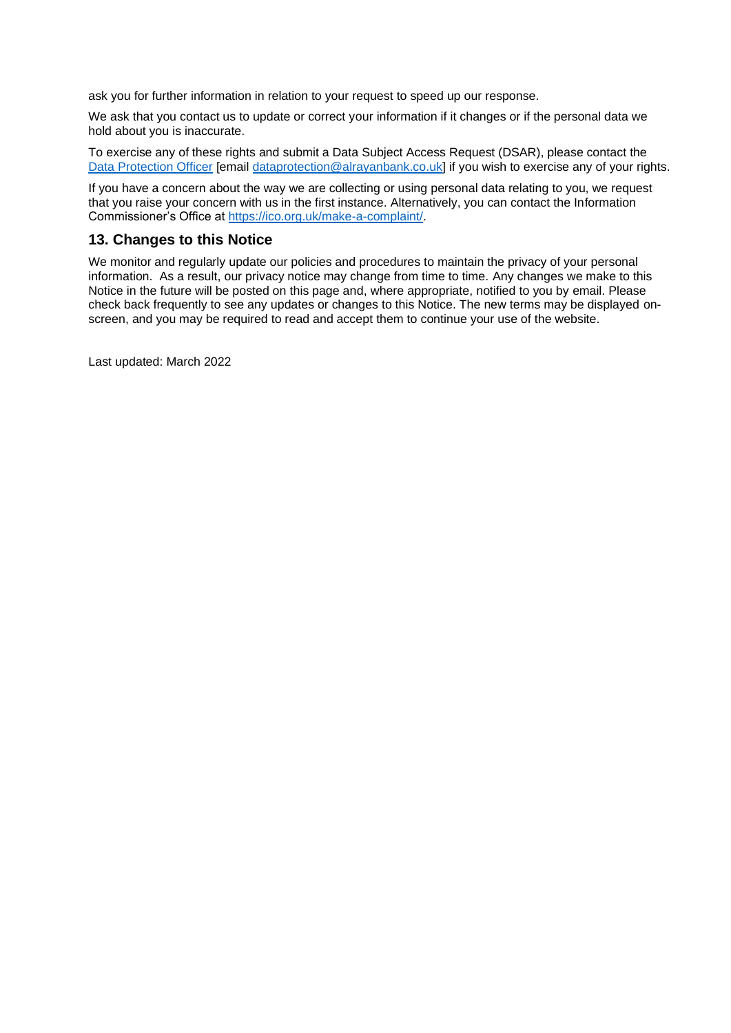ask you for further information in relation to your request to speed up our response.

We ask that you contact us to update or correct your information if it changes or if the personal data we hold about you is inaccurate.

To exercise any of these rights and submit a Data Subject Access Request (DSAR), please contact the [Data Protection Officer](mailto:dataprotection@alrayanbank.co.uk) [email [dataprotection@alrayanbank.co.uk](mailto:dataprotection@alrayanbank.co.uk)] if you wish to exercise any of your rights.

If you have a concern about the way we are collecting or using personal data relating to you, we request that you raise your concern with us in the first instance. Alternatively, you can contact the Information Commissioner's Office at [https://ico.org.uk/make-a-complaint/](https://ico.org.uk/make-a-complaint/).

## 13. Changes to this Notice

We monitor and regularly update our policies and procedures to maintain the privacy of your personal information. As a result, our privacy notice may change from time to time. Any changes we make to this Notice in the future will be posted on this page and, where appropriate, notified to you by email. Please check back frequently to see any updates or changes to this Notice. The new terms may be displayed on-screen, and you may be required to read and accept them to continue your use of the website.

Last updated: March 2022